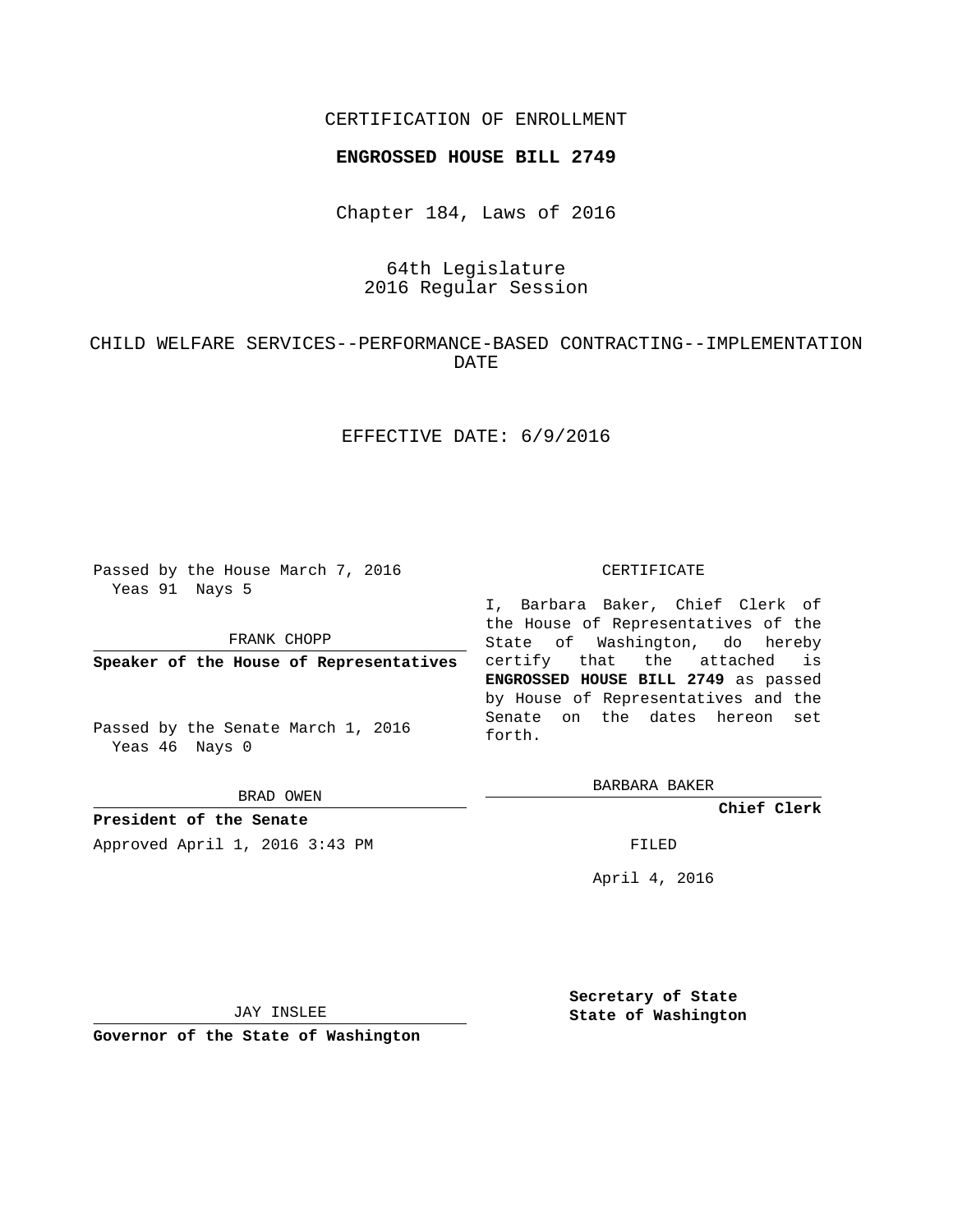CERTIFICATION OF ENROLLMENT

**ENGROSSED HOUSE BILL 2749**

Chapter 184, Laws of 2016

64th Legislature
2016 Regular Session

CHILD WELFARE SERVICES--PERFORMANCE-BASED CONTRACTING--IMPLEMENTATION DATE

EFFECTIVE DATE: 6/9/2016

Passed by the House March 7, 2016
Yeas 91 Nays 5

FRANK CHOPP

**Speaker of the House of Representatives**

Passed by the Senate March 1, 2016
Yeas 46 Nays 0

BRAD OWEN

**President of the Senate**

Approved April 1, 2016 3:43 PM

JAY INSLEE

**Governor of the State of Washington**

CERTIFICATE

I, Barbara Baker, Chief Clerk of the House of Representatives of the State of Washington, do hereby certify that the attached is **ENGROSSED HOUSE BILL 2749** as passed by House of Representatives and the Senate on the dates hereon set forth.

BARBARA BAKER

**Chief Clerk**

FILED

April 4, 2016

**Secretary of State**
**State of Washington**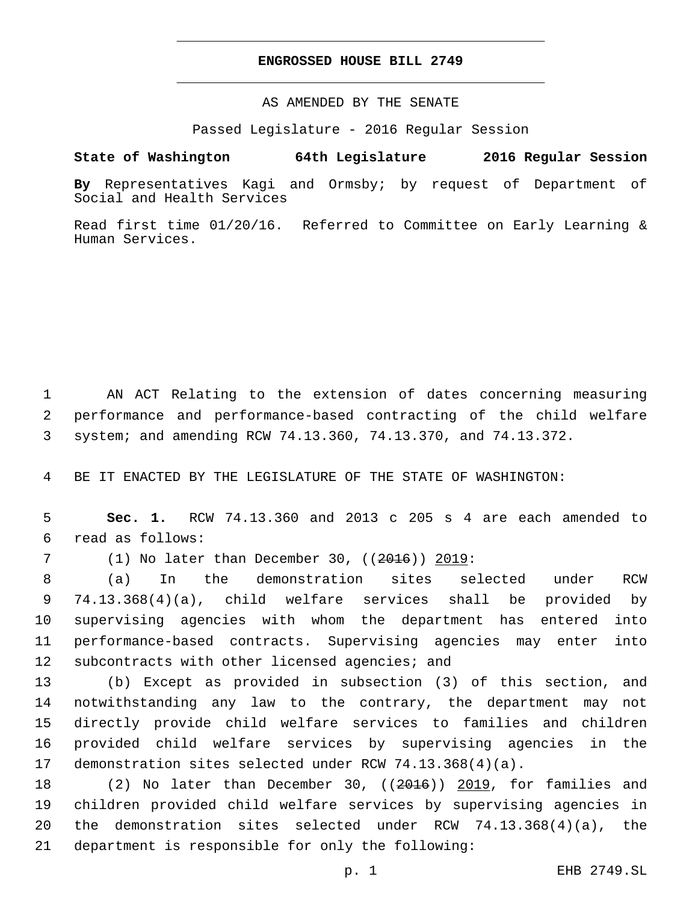# ENGROSSED HOUSE BILL 2749

AS AMENDED BY THE SENATE

Passed Legislature - 2016 Regular Session

**State of Washington 64th Legislature 2016 Regular Session**

**By** Representatives Kagi and Ormsby; by request of Department of Social and Health Services

Read first time 01/20/16. Referred to Committee on Early Learning & Human Services.

1 AN ACT Relating to the extension of dates concerning measuring 2 performance and performance-based contracting of the child welfare 3 system; and amending RCW 74.13.360, 74.13.370, and 74.13.372.

4 BE IT ENACTED BY THE LEGISLATURE OF THE STATE OF WASHINGTON:

5 **Sec. 1.** RCW 74.13.360 and 2013 c 205 s 4 are each amended to 6 read as follows:

7 (1) No later than December 30, ((~~2016~~)) <u>2019</u>:

8 (a) In the demonstration sites selected under RCW 9 74.13.368(4)(a), child welfare services shall be provided by 10 supervising agencies with whom the department has entered into 11 performance-based contracts. Supervising agencies may enter into 12 subcontracts with other licensed agencies; and

13 (b) Except as provided in subsection (3) of this section, and 14 notwithstanding any law to the contrary, the department may not 15 directly provide child welfare services to families and children 16 provided child welfare services by supervising agencies in the 17 demonstration sites selected under RCW 74.13.368(4)(a).

18 (2) No later than December 30, ((~~2016~~)) <u>2019</u>, for families and 19 children provided child welfare services by supervising agencies in 20 the demonstration sites selected under RCW 74.13.368(4)(a), the 21 department is responsible for only the following: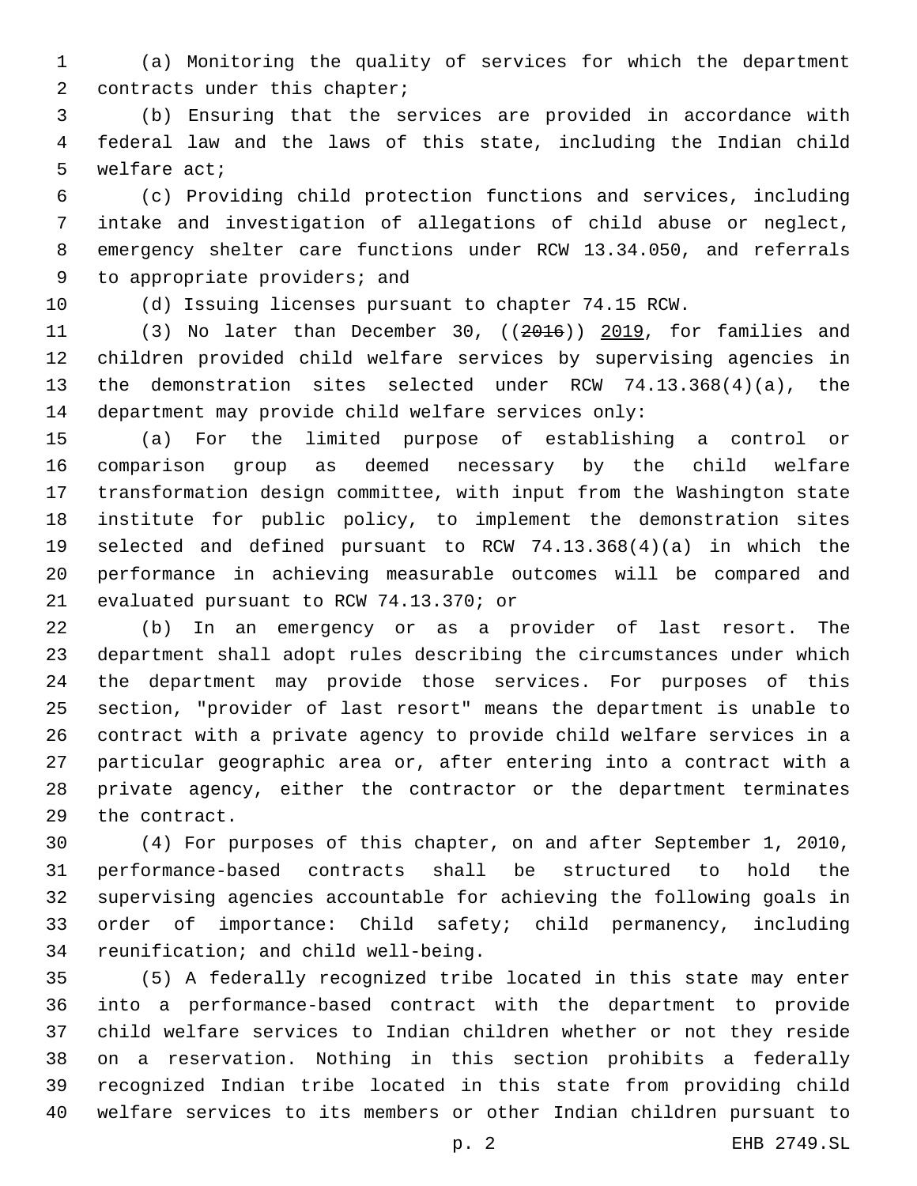(a) Monitoring the quality of services for which the department contracts under this chapter;

(b) Ensuring that the services are provided in accordance with federal law and the laws of this state, including the Indian child welfare act;

(c) Providing child protection functions and services, including intake and investigation of allegations of child abuse or neglect, emergency shelter care functions under RCW 13.34.050, and referrals to appropriate providers; and

(d) Issuing licenses pursuant to chapter 74.15 RCW.

(3) No later than December 30, ((~~2016~~)) <u>2019</u>, for families and children provided child welfare services by supervising agencies in the demonstration sites selected under RCW 74.13.368(4)(a), the department may provide child welfare services only:

(a) For the limited purpose of establishing a control or comparison group as deemed necessary by the child welfare transformation design committee, with input from the Washington state institute for public policy, to implement the demonstration sites selected and defined pursuant to RCW 74.13.368(4)(a) in which the performance in achieving measurable outcomes will be compared and evaluated pursuant to RCW 74.13.370; or

(b) In an emergency or as a provider of last resort. The department shall adopt rules describing the circumstances under which the department may provide those services. For purposes of this section, "provider of last resort" means the department is unable to contract with a private agency to provide child welfare services in a particular geographic area or, after entering into a contract with a private agency, either the contractor or the department terminates the contract.

(4) For purposes of this chapter, on and after September 1, 2010, performance-based contracts shall be structured to hold the supervising agencies accountable for achieving the following goals in order of importance: Child safety; child permanency, including reunification; and child well-being.

(5) A federally recognized tribe located in this state may enter into a performance-based contract with the department to provide child welfare services to Indian children whether or not they reside on a reservation. Nothing in this section prohibits a federally recognized Indian tribe located in this state from providing child welfare services to its members or other Indian children pursuant to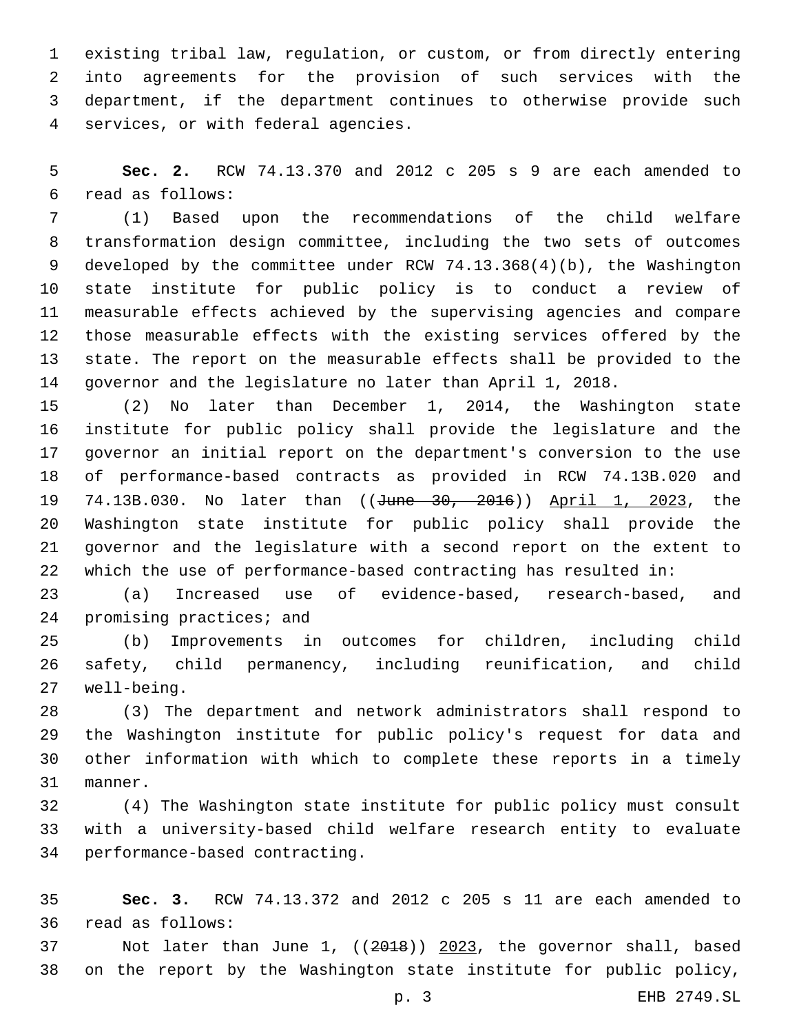existing tribal law, regulation, or custom, or from directly entering into agreements for the provision of such services with the department, if the department continues to otherwise provide such services, or with federal agencies.

**Sec. 2.** RCW 74.13.370 and 2012 c 205 s 9 are each amended to read as follows:

(1) Based upon the recommendations of the child welfare transformation design committee, including the two sets of outcomes developed by the committee under RCW 74.13.368(4)(b), the Washington state institute for public policy is to conduct a review of measurable effects achieved by the supervising agencies and compare those measurable effects with the existing services offered by the state. The report on the measurable effects shall be provided to the governor and the legislature no later than April 1, 2018.

(2) No later than December 1, 2014, the Washington state institute for public policy shall provide the legislature and the governor an initial report on the department's conversion to the use of performance-based contracts as provided in RCW 74.13B.020 and 74.13B.030. No later than ((~~June 30, 2016~~)) <u>April 1, 2023</u>, the Washington state institute for public policy shall provide the governor and the legislature with a second report on the extent to which the use of performance-based contracting has resulted in:

(a) Increased use of evidence-based, research-based, and promising practices; and

(b) Improvements in outcomes for children, including child safety, child permanency, including reunification, and child well-being.

(3) The department and network administrators shall respond to the Washington institute for public policy's request for data and other information with which to complete these reports in a timely manner.

(4) The Washington state institute for public policy must consult with a university-based child welfare research entity to evaluate performance-based contracting.

**Sec. 3.** RCW 74.13.372 and 2012 c 205 s 11 are each amended to read as follows:

Not later than June 1, ((~~2018~~)) <u>2023</u>, the governor shall, based on the report by the Washington state institute for public policy,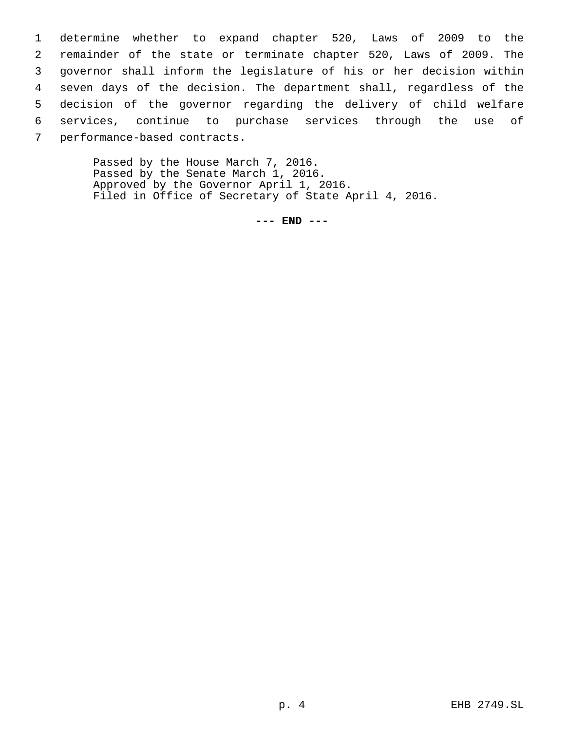determine whether to expand chapter 520, Laws of 2009 to the remainder of the state or terminate chapter 520, Laws of 2009. The governor shall inform the legislature of his or her decision within seven days of the decision. The department shall, regardless of the decision of the governor regarding the delivery of child welfare services, continue to purchase services through the use of performance-based contracts.

Passed by the House March 7, 2016.
Passed by the Senate March 1, 2016.
Approved by the Governor April 1, 2016.
Filed in Office of Secretary of State April 4, 2016.

**--- END ---**